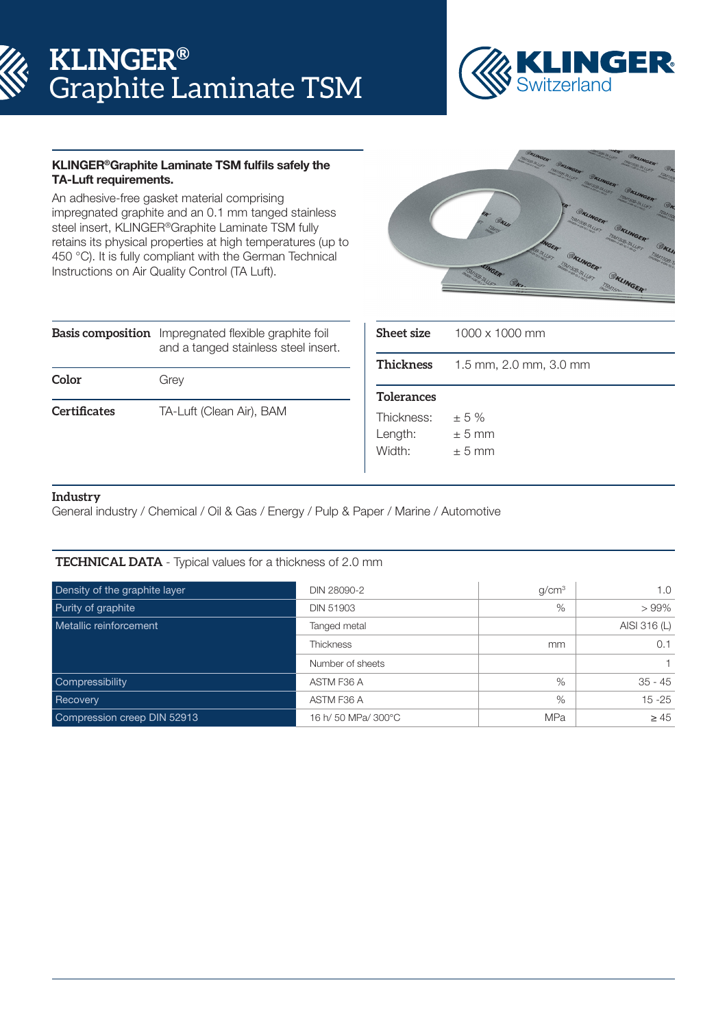# KLINGER® Graphite Laminate TSM

**KLINGER®Graphite Laminate TSM fulfils safely the TA-Luft requirements.**

An adhesive-free gasket material comprising impregnated graphite and an 0.1 mm tanged stainless steel insert, KLINGER®Graphite Laminate TSM fully retains its physical properties at high temperatures (up to 450 °C). It is fully compliant with the German Technical Instructions on Air Quality Control (TA Luft).

| | |
|---|---|
| **Basis composition** | Impregnated flexible graphite foil and a tanged stainless steel insert. |
| **Color** | Grey |
| **Certificates** | TA-Luft (Clean Air), BAM |

| | |
|---|---|
| **Sheet size** | 1000 x 1000 mm |
| **Thickness** | 1.5 mm, 2.0 mm, 3.0 mm |

**Tolerances**

| | |
|---|---|
| Thickness: | ± 5 % |
| Length: | ± 5 mm |
| Width: | ± 5 mm |

**Industry**

General industry / Chemical / Oil & Gas / Energy / Pulp & Paper / Marine / Automotive

**TECHNICAL DATA** - Typical values for a thickness of 2.0 mm

| | | | |
|---|---|---|---|
| Density of the graphite layer | DIN 28090-2 | $g/cm^3$ | 1.0 |
| Purity of graphite | DIN 51903 | % | > 99% |
| Metallic reinforcement | Tanged metal | | AISI 316 (L) |
| | Thickness | mm | 0.1 |
| | Number of sheets | | 1 |
| Compressibility | ASTM F36 A | % | 35 - 45 |
| Recovery | ASTM F36 A | % | 15 -25 |
| Compression creep DIN 52913 | 16 h/ 50 MPa/ 300°C | MPa | ≥ 45 |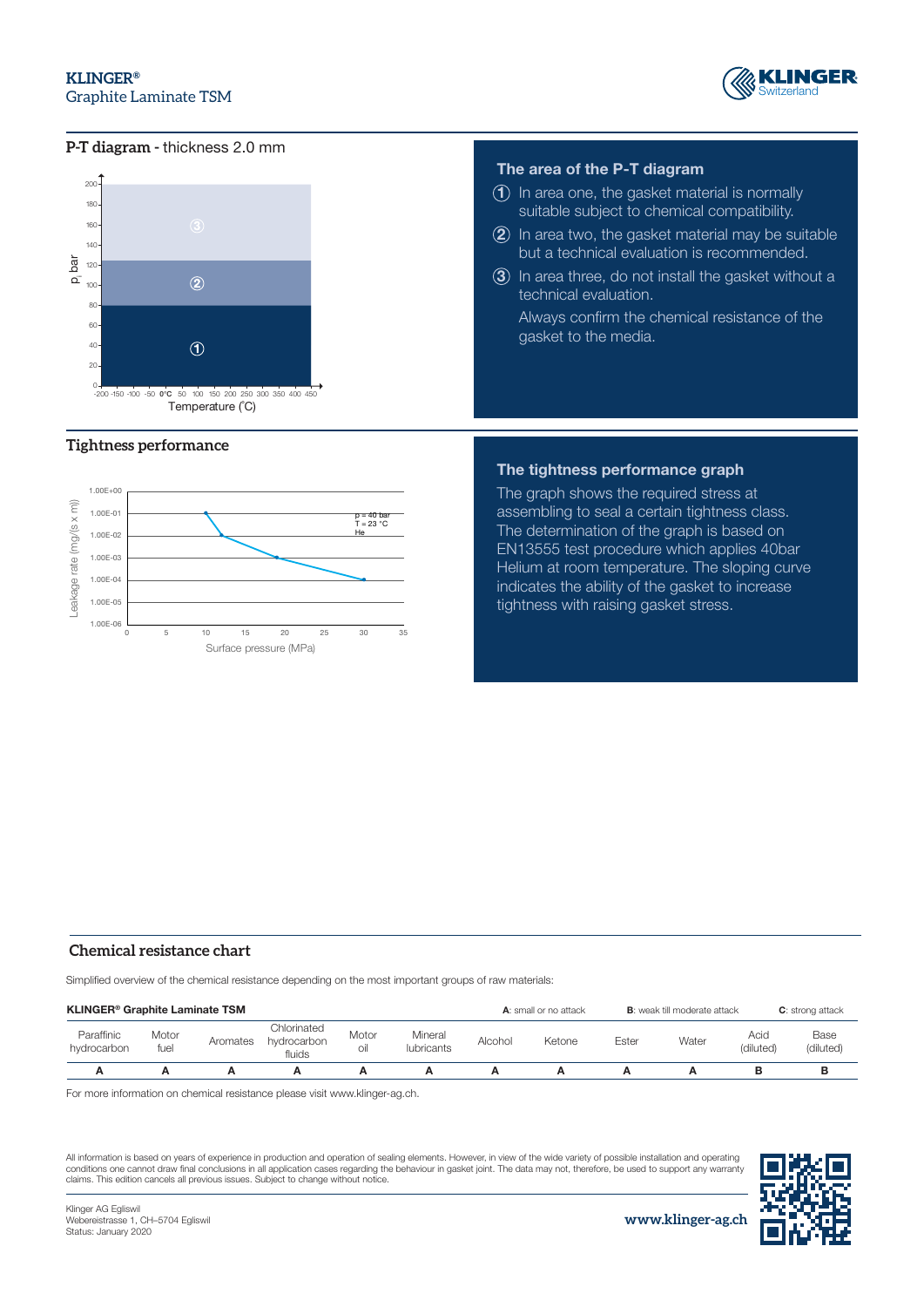**KLINGER®**
Graphite Laminate TSM

## P-T diagram - thickness 2.0 mm

200
180
160
140
120
100
80
60
40
20
0

p, bar

③
②
①

-200 -150 -100 -50 0°C 50 100 150 200 250 300 350 400 450

Temperature (°C)

### The area of the P-T diagram

① In area one, the gasket material is normally suitable subject to chemical compatibility.

② In area two, the gasket material may be suitable but a technical evaluation is recommended.

③ In area three, do not install the gasket without a technical evaluation.

Always confirm the chemical resistance of the gasket to the media.

## Tightness performance

1.00E+00
1.00E-01
1.00E-02
1.00E-03
1.00E-04
1.00E-05
1.00E-06

Leakage rate (mg/(s x m))

p = 40 bar
T = 23 °C
He

0 5 10 15 20 25 30 35

Surface pressure (MPa)

### The tightness performance graph

The graph shows the required stress at assembling to seal a certain tightness class. The determination of the graph is based on EN13555 test procedure which applies 40bar Helium at room temperature. The sloping curve indicates the ability of the gasket to increase tightness with raising gasket stress.

## Chemical resistance chart

Simplified overview of the chemical resistance depending on the most important groups of raw materials:

**KLINGER® Graphite Laminate TSM** — **A**: small or no attack — **B**: weak till moderate attack — **C**: strong attack

| Paraffinic hydrocarbon | Motor fuel | Aromates | Chlorinated hydrocarbon fluids | Motor oil | Mineral lubricants | Alcohol | Ketone | Ester | Water | Acid (diluted) | Base (diluted) |
|---|---|---|---|---|---|---|---|---|---|---|---|
| **A** | **A** | **A** | **A** | **A** | **A** | **A** | **A** | **A** | **A** | **B** | **B** |

For more information on chemical resistance please visit www.klinger-ag.ch.

All information is based on years of experience in production and operation of sealing elements. However, in view of the wide variety of possible installation and operating conditions one cannot draw final conclusions in all application cases regarding the behaviour in gasket joint. The data may not, therefore, be used to support any warranty claims. This edition cancels all previous issues. Subject to change without notice.

Klinger AG Egliswil
Webereistrasse 1, CH–5704 Egliswil
Status: January 2020

**www.klinger-ag.ch**